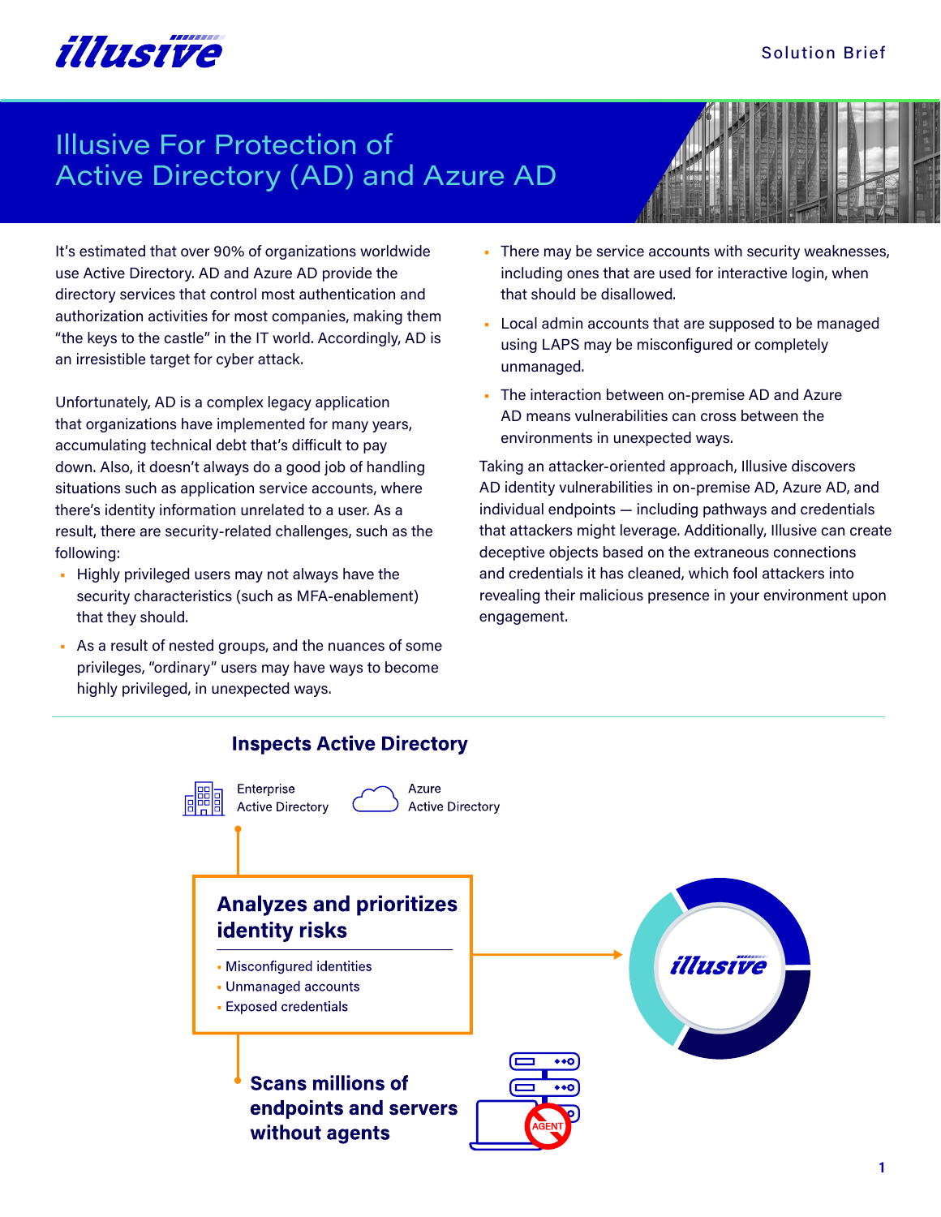# Illusive For Protection of Active Directory (AD) and Azure AD

It's estimated that over 90% of organizations worldwide use Active Directory. AD and Azure AD provide the directory services that control most authentication and authorization activities for most companies, making them "the keys to the castle" in the IT world. Accordingly, AD is an irresistible target for cyber attack.

Unfortunately, AD is a complex legacy application that organizations have implemented for many years, accumulating technical debt that's difficult to pay down. Also, it doesn't always do a good job of handling situations such as application service accounts, where there's identity information unrelated to a user. As a result, there are security-related challenges, such as the following:

- Highly privileged users may not always have the security characteristics (such as MFA-enablement) that they should.
- As a result of nested groups, and the nuances of some privileges, "ordinary" users may have ways to become highly privileged, in unexpected ways.
- There may be service accounts with security weaknesses, including ones that are used for interactive login, when that should be disallowed.
- Local admin accounts that are supposed to be managed using LAPS may be misconfigured or completely unmanaged.
- The interaction between on-premise AD and Azure AD means vulnerabilities can cross between the environments in unexpected ways.

Taking an attacker-oriented approach, Illusive discovers AD identity vulnerabilities in on-premise AD, Azure AD, and individual endpoints — including pathways and credentials that attackers might leverage. Additionally, Illusive can create deceptive objects based on the extraneous connections and credentials it has cleaned, which fool attackers into revealing their malicious presence in your environment upon engagement.

## Inspects Active Directory

Enterprise Active Directory

Azure Active Directory

## Analyzes and prioritizes identity risks

- Misconfigured identities
- Unmanaged accounts
- Exposed credentials

## Scans millions of endpoints and servers without agents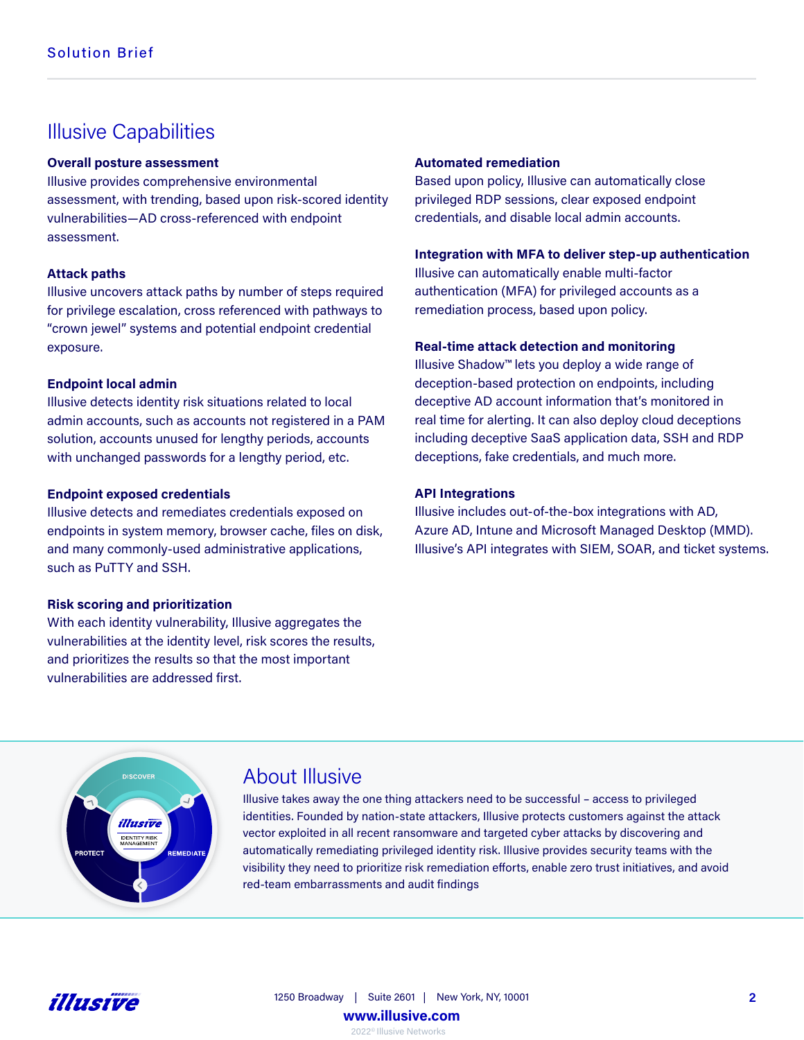## Illusive Capabilities

**Overall posture assessment**
Illusive provides comprehensive environmental assessment, with trending, based upon risk-scored identity vulnerabilities—AD cross-referenced with endpoint assessment.

**Attack paths**
Illusive uncovers attack paths by number of steps required for privilege escalation, cross referenced with pathways to "crown jewel" systems and potential endpoint credential exposure.

**Endpoint local admin**
Illusive detects identity risk situations related to local admin accounts, such as accounts not registered in a PAM solution, accounts unused for lengthy periods, accounts with unchanged passwords for a lengthy period, etc.

**Endpoint exposed credentials**
Illusive detects and remediates credentials exposed on endpoints in system memory, browser cache, files on disk, and many commonly-used administrative applications, such as PuTTY and SSH.

**Risk scoring and prioritization**
With each identity vulnerability, Illusive aggregates the vulnerabilities at the identity level, risk scores the results, and prioritizes the results so that the most important vulnerabilities are addressed first.

**Automated remediation**
Based upon policy, Illusive can automatically close privileged RDP sessions, clear exposed endpoint credentials, and disable local admin accounts.

**Integration with MFA to deliver step-up authentication**
Illusive can automatically enable multi-factor authentication (MFA) for privileged accounts as a remediation process, based upon policy.

**Real-time attack detection and monitoring**
Illusive Shadow™ lets you deploy a wide range of deception-based protection on endpoints, including deceptive AD account information that's monitored in real time for alerting. It can also deploy cloud deceptions including deceptive SaaS application data, SSH and RDP deceptions, fake credentials, and much more.

**API Integrations**
Illusive includes out-of-the-box integrations with AD, Azure AD, Intune and Microsoft Managed Desktop (MMD). Illusive's API integrates with SIEM, SOAR, and ticket systems.

DISCOVER

illusive

IDENTITY RISK MANAGEMENT

PROTECT

REMEDIATE

## About Illusive

Illusive takes away the one thing attackers need to be successful – access to privileged identities. Founded by nation-state attackers, Illusive protects customers against the attack vector exploited in all recent ransomware and targeted cyber attacks by discovering and automatically remediating privileged identity risk. Illusive provides security teams with the visibility they need to prioritize risk remediation efforts, enable zero trust initiatives, and avoid red-team embarrassments and audit findings

illusive

1250 Broadway | Suite 2601 | New York, NY, 10001

**www.illusive.com**

2022© Illusive Networks